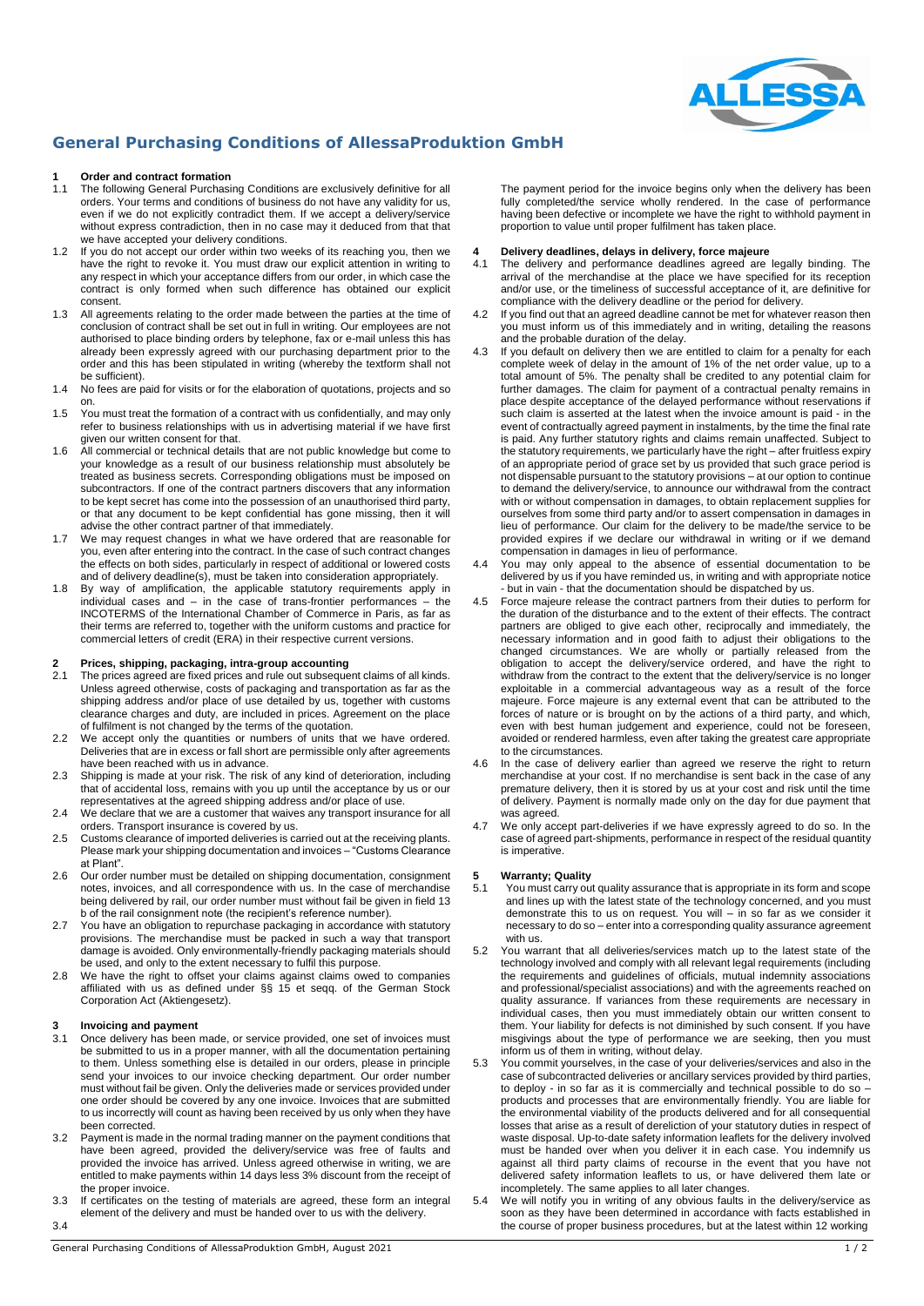# General Purchasing Conditions of AllessaProduktion GmbH

## 1 Order and contract formation

1.1 The following General Purchasing Conditions are exclusively definitive for all orders. Your terms and conditions of business do not have any validity for us, even if we do not explicitly contradict them. If we accept a delivery/service without express contradiction, then in no case may it deduced from that that we have accepted your delivery conditions.

1.2 If you do not accept our order within two weeks of its reaching you, then we have the right to revoke it. You must draw our explicit attention in writing to any respect in which your acceptance differs from our order, in which case the contract is only formed when such difference has obtained our explicit consent.

1.3 All agreements relating to the order made between the parties at the time of conclusion of contract shall be set out in full in writing. Our employees are not authorised to place binding orders by telephone, fax or e-mail unless this has already been expressly agreed with our purchasing department prior to the order and this has been stipulated in writing (whereby the textform shall not be sufficient).

1.4 No fees are paid for visits or for the elaboration of quotations, projects and so on.

1.5 You must treat the formation of a contract with us confidentially, and may only refer to business relationships with us in advertising material if we have first given our written consent for that.

1.6 All commercial or technical details that are not public knowledge but come to your knowledge as a result of our business relationship must absolutely be treated as business secrets. Corresponding obligations must be imposed on subcontractors. If one of the contract partners discovers that any information to be kept secret has come into the possession of an unauthorised third party, or that any document to be kept confidential has gone missing, then it will advise the other contract partner of that immediately.

1.7 We may request changes in what we have ordered that are reasonable for you, even after entering into the contract. In the case of such contract changes the effects on both sides, particularly in respect of additional or lowered costs and of delivery deadline(s), must be taken into consideration appropriately.

1.8 By way of amplification, the applicable statutory requirements apply in individual cases and – in the case of trans-frontier performances – the INCOTERMS of the International Chamber of Commerce in Paris, as far as their terms are referred to, together with the uniform customs and practice for commercial letters of credit (ERA) in their respective current versions.

## 2 Prices, shipping, packaging, intra-group accounting

2.1 The prices agreed are fixed prices and rule out subsequent claims of all kinds. Unless agreed otherwise, costs of packaging and transportation as far as the shipping address and/or place of use detailed by us, together with customs clearance charges and duty, are included in prices. Agreement on the place of fulfilment is not changed by the terms of the quotation.

2.2 We accept only the quantities or numbers of units that we have ordered. Deliveries that are in excess or fall short are permissible only after agreements have been reached with us in advance.

2.3 Shipping is made at your risk. The risk of any kind of deterioration, including that of accidental loss, remains with you up until the acceptance by us or our representatives at the agreed shipping address and/or place of use.

2.4 We declare that we are a customer that waives any transport insurance for all orders. Transport insurance is covered by us.

2.5 Customs clearance of imported deliveries is carried out at the receiving plants. Please mark your shipping documentation and invoices – "Customs Clearance at Plant".

2.6 Our order number must be detailed on shipping documentation, consignment notes, invoices, and all correspondence with us. In the case of merchandise being delivered by rail, our order number must without fail be given in field 13 b of the rail consignment note (the recipient's reference number).

2.7 You have an obligation to repurchase packaging in accordance with statutory provisions. The merchandise must be packed in such a way that transport damage is avoided. Only environmentally-friendly packaging materials should be used, and only to the extent necessary to fulfil this purpose.

2.8 We have the right to offset your claims against claims owed to companies affiliated with us as defined under §§ 15 et seqq. of the German Stock Corporation Act (Aktiengesetz).

## 3 Invoicing and payment

3.1 Once delivery has been made, or service provided, one set of invoices must be submitted to us in a proper manner, with all the documentation pertaining to them. Unless something else is detailed in our orders, please in principle send your invoices to our invoice checking department. Our order number must without fail be given. Only the deliveries made or services provided under one order should be covered by any one invoice. Invoices that are submitted to us incorrectly will count as having been received by us only when they have been corrected.

3.2 Payment is made in the normal trading manner on the payment conditions that have been agreed, provided the delivery/service was free of faults and provided the invoice has arrived. Unless agreed otherwise in writing, we are entitled to make payments within 14 days less 3% discount from the receipt of the proper invoice.

3.3 If certificates on the testing of materials are agreed, these form an integral element of the delivery and must be handed over to us with the delivery.

3.4 The payment period for the invoice begins only when the delivery has been fully completed/the service wholly rendered. In the case of performance having been defective or incomplete we have the right to withhold payment in proportion to value until proper fulfilment has taken place.

## 4 Delivery deadlines, delays in delivery, force majeure

4.1 The delivery and performance deadlines agreed are legally binding. The arrival of the merchandise at the place we have specified for its reception and/or use, or the timeliness of successful acceptance of it, are definitive for compliance with the delivery deadline or the period for delivery.

4.2 If you find out that an agreed deadline cannot be met for whatever reason then you must inform us of this immediately and in writing, detailing the reasons and the probable duration of the delay.

4.3 If you default on delivery then we are entitled to claim for a penalty for each complete week of delay in the amount of 1% of the net order value, up to a total amount of 5%. The penalty shall be credited to any potential claim for further damages. The claim for payment of a contractual penalty remains in place despite acceptance of the delayed performance without reservations if such claim is asserted at the latest when the invoice amount is paid - in the event of contractually agreed payment in instalments, by the time the final rate is paid. Any further statutory rights and claims remain unaffected. Subject to the statutory requirements, we particularly have the right – after fruitless expiry of an appropriate period of grace set by us provided that such grace period is not dispensable pursuant to the statutory provisions – at our option to continue to demand the delivery/service, to announce our withdrawal from the contract with or without compensation in damages, to obtain replacement supplies for ourselves from some third party and/or to assert compensation in damages in lieu of performance. Our claim for the delivery to be made/the service to be provided expires if we declare our withdrawal in writing or if we demand compensation in damages in lieu of performance.

4.4 You may only appeal to the absence of essential documentation to be delivered by us if you have reminded us, in writing and with appropriate notice - but in vain - that the documentation should be dispatched by us.

4.5 Force majeure release the contract partners from their duties to perform for the duration of the disturbance and to the extent of their effects. The contract partners are obliged to give each other, reciprocally and immediately, the necessary information and in good faith to adjust their obligations to the changed circumstances. We are wholly or partially released from the obligation to accept the delivery/service ordered, and have the right to withdraw from the contract to the extent that the delivery/service is no longer exploitable in a commercial advantageous way as a result of the force majeure. Force majeure is any external event that can be attributed to the forces of nature or is brought on by the actions of a third party, and which, even with best human judgement and experience, could not be foreseen, avoided or rendered harmless, even after taking the greatest care appropriate to the circumstances.

4.6 In the case of delivery earlier than agreed we reserve the right to return merchandise at your cost. If no merchandise is sent back in the case of any premature delivery, then it is stored by us at your cost and risk until the time of delivery. Payment is normally made only on the day for due payment that was agreed.

4.7 We only accept part-deliveries if we have expressly agreed to do so. In the case of agreed part-shipments, performance in respect of the residual quantity is imperative.

## 5 Warranty; Quality

5.1 You must carry out quality assurance that is appropriate in its form and scope and lines up with the latest state of the technology concerned, and you must demonstrate this to us on request. You will – in so far as we consider it necessary to do so – enter into a corresponding quality assurance agreement with us.

5.2 You warrant that all deliveries/services match up to the latest state of the technology involved and comply with all relevant legal requirements (including the requirements and guidelines of officials, mutual indemnity associations and professional/specialist associations) and with the agreements reached on quality assurance. If variances from these requirements are necessary in individual cases, then you must immediately obtain our written consent to them. Your liability for defects is not diminished by such consent. If you have misgivings about the type of performance we are seeking, then you must inform us of them in writing, without delay.

5.3 You commit yourselves, in the case of your deliveries/services and also in the case of subcontracted deliveries or ancillary services provided by third parties, to deploy - in so far as it is commercially and technical possible to do so – products and processes that are environmentally friendly. You are liable for the environmental viability of the products delivered and for all consequential losses that arise as a result of dereliction of your statutory duties in respect of waste disposal. Up-to-date safety information leaflets for the delivery involved must be handed over when you deliver it in each case. You indemnify us against all third party claims of recourse in the event that you have not delivered safety information leaflets to us, or have delivered them late or incompletely. The same applies to all later changes.

5.4 We will notify you in writing of any obvious faults in the delivery/service as soon as they have been determined in accordance with facts established in the course of proper business procedures, but at the latest within 12 working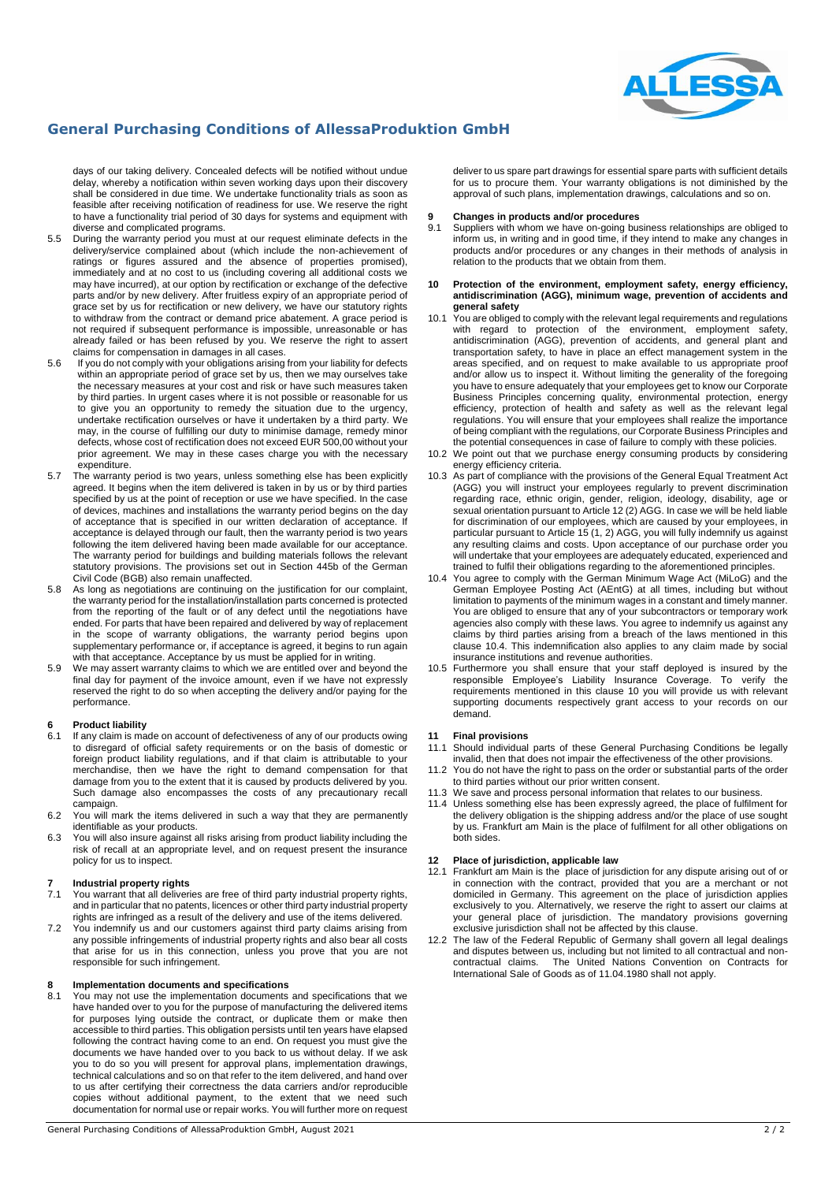days of our taking delivery. Concealed defects will be notified without undue delay, whereby a notification within seven working days upon their discovery shall be considered in due time. We undertake functionality trials as soon as feasible after receiving notification of readiness for use. We reserve the right to have a functionality trial period of 30 days for systems and equipment with diverse and complicated programs.

5.5 During the warranty period you must at our request eliminate defects in the delivery/service complained about (which include the non-achievement of ratings or figures assured and the absence of properties promised), immediately and at no cost to us (including covering all additional costs we may have incurred), at our option by rectification or exchange of the defective parts and/or by new delivery. After fruitless expiry of an appropriate period of grace set by us for rectification or new delivery, we have our statutory rights to withdraw from the contract or demand price abatement. A grace period is not required if subsequent performance is impossible, unreasonable or has already failed or has been refused by you. We reserve the right to assert claims for compensation in damages in all cases.

5.6 If you do not comply with your obligations arising from your liability for defects within an appropriate period of grace set by us, then we may ourselves take the necessary measures at your cost and risk or have such measures taken by third parties. In urgent cases where it is not possible or reasonable for us to give you an opportunity to remedy the situation due to the urgency, undertake rectification ourselves or have it undertaken by a third party. We may, in the course of fulfilling our duty to minimise damage, remedy minor defects, whose cost of rectification does not exceed EUR 500,00 without your prior agreement. We may in these cases charge you with the necessary expenditure.

5.7 The warranty period is two years, unless something else has been explicitly agreed. It begins when the item delivered is taken in by us or by third parties specified by us at the point of reception or use we have specified. In the case of devices, machines and installations the warranty period begins on the day of acceptance that is specified in our written declaration of acceptance. If acceptance is delayed through our fault, then the warranty period is two years following the item delivered having been made available for our acceptance. The warranty period for buildings and building materials follows the relevant statutory provisions. The provisions set out in Section 445b of the German Civil Code (BGB) also remain unaffected.

5.8 As long as negotiations are continuing on the justification for our complaint, the warranty period for the installation/installation parts concerned is protected from the reporting of the fault or of any defect until the negotiations have ended. For parts that have been repaired and delivered by way of replacement in the scope of warranty obligations, the warranty period begins upon supplementary performance or, if acceptance is agreed, it begins to run again with that acceptance. Acceptance by us must be applied for in writing.

5.9 We may assert warranty claims to which we are entitled over and beyond the final day for payment of the invoice amount, even if we have not expressly reserved the right to do so when accepting the delivery and/or paying for the performance.

**6 Product liability**

6.1 If any claim is made on account of defectiveness of any of our products owing to disregard of official safety requirements or on the basis of domestic or foreign product liability regulations, and if that claim is attributable to your merchandise, then we have the right to demand compensation for that damage from you to the extent that it is caused by products delivered by you. Such damage also encompasses the costs of any precautionary recall campaign.

6.2 You will mark the items delivered in such a way that they are permanently identifiable as your products.

6.3 You will also insure against all risks arising from product liability including the risk of recall at an appropriate level, and on request present the insurance policy for us to inspect.

**7 Industrial property rights**

7.1 You warrant that all deliveries are free of third party industrial property rights, and in particular that no patents, licences or other third party industrial property rights are infringed as a result of the delivery and use of the items delivered.

7.2 You indemnify us and our customers against third party claims arising from any possible infringements of industrial property rights and also bear all costs that arise for us in this connection, unless you prove that you are not responsible for such infringement.

**8 Implementation documents and specifications**

8.1 You may not use the implementation documents and specifications that we have handed over to you for the purpose of manufacturing the delivered items for purposes lying outside the contract, or duplicate them or make then accessible to third parties. This obligation persists until ten years have elapsed following the contract having come to an end. On request you must give the documents we have handed over to you back to us without delay. If we ask you to do so you will present for approval plans, implementation drawings, technical calculations and so on that refer to the item delivered, and hand over to us after certifying their correctness the data carriers and/or reproducible copies without additional payment, to the extent that we need such documentation for normal use or repair works. You will further more on request deliver to us spare part drawings for essential spare parts with sufficient details for us to procure them. Your warranty obligations is not diminished by the approval of such plans, implementation drawings, calculations and so on.

**9 Changes in products and/or procedures**

9.1 Suppliers with whom we have on-going business relationships are obliged to inform us, in writing and in good time, if they intend to make any changes in products and/or procedures or any changes in their methods of analysis in relation to the products that we obtain from them.

**10 Protection of the environment, employment safety, energy efficiency, antidiscrimination (AGG), minimum wage, prevention of accidents and general safety**

10.1 You are obliged to comply with the relevant legal requirements and regulations with regard to protection of the environment, employment safety, antidiscrimination (AGG), prevention of accidents, and general plant and transportation safety, to have in place an effect management system in the areas specified, and on request to make available to us appropriate proof and/or allow us to inspect it. Without limiting the generality of the foregoing you have to ensure adequately that your employees get to know our Corporate Business Principles concerning quality, environmental protection, energy efficiency, protection of health and safety as well as the relevant legal regulations. You will ensure that your employees shall realize the importance of being compliant with the regulations, our Corporate Business Principles and the potential consequences in case of failure to comply with these policies.

10.2 We point out that we purchase energy consuming products by considering energy efficiency criteria.

10.3 As part of compliance with the provisions of the General Equal Treatment Act (AGG) you will instruct your employees regularly to prevent discrimination regarding race, ethnic origin, gender, religion, ideology, disability, age or sexual orientation pursuant to Article 12 (2) AGG. In case we will be held liable for discrimination of our employees, which are caused by your employees, in particular pursuant to Article 15 (1, 2) AGG, you will fully indemnify us against any resulting claims and costs. Upon acceptance of our purchase order you will undertake that your employees are adequately educated, experienced and trained to fulfil their obligations regarding to the aforementioned principles.

10.4 You agree to comply with the German Minimum Wage Act (MiLoG) and the German Employee Posting Act (AEntG) at all times, including but without limitation to payments of the minimum wages in a constant and timely manner. You are obliged to ensure that any of your subcontractors or temporary work agencies also comply with these laws. You agree to indemnify us against any claims by third parties arising from a breach of the laws mentioned in this clause 10.4. This indemnification also applies to any claim made by social insurance institutions and revenue authorities.

10.5 Furthermore you shall ensure that your staff deployed is insured by the responsible Employee's Liability Insurance Coverage. To verify the requirements mentioned in this clause 10 you will provide us with relevant supporting documents respectively grant access to your records on our demand.

**11 Final provisions**

11.1 Should individual parts of these General Purchasing Conditions be legally invalid, then that does not impair the effectiveness of the other provisions.

11.2 You do not have the right to pass on the order or substantial parts of the order to third parties without our prior written consent.

11.3 We save and process personal information that relates to our business.

11.4 Unless something else has been expressly agreed, the place of fulfilment for the delivery obligation is the shipping address and/or the place of use sought by us. Frankfurt am Main is the place of fulfilment for all other obligations on both sides.

**12 Place of jurisdiction, applicable law**

12.1 Frankfurt am Main is the place of jurisdiction for any dispute arising out of or in connection with the contract, provided that you are a merchant or not domiciled in Germany. This agreement on the place of jurisdiction applies exclusively to you. Alternatively, we reserve the right to assert our claims at your general place of jurisdiction. The mandatory provisions governing exclusive jurisdiction shall not be affected by this clause.

12.2 The law of the Federal Republic of Germany shall govern all legal dealings and disputes between us, including but not limited to all contractual and non-contractual claims. The United Nations Convention on Contracts for International Sale of Goods as of 11.04.1980 shall not apply.